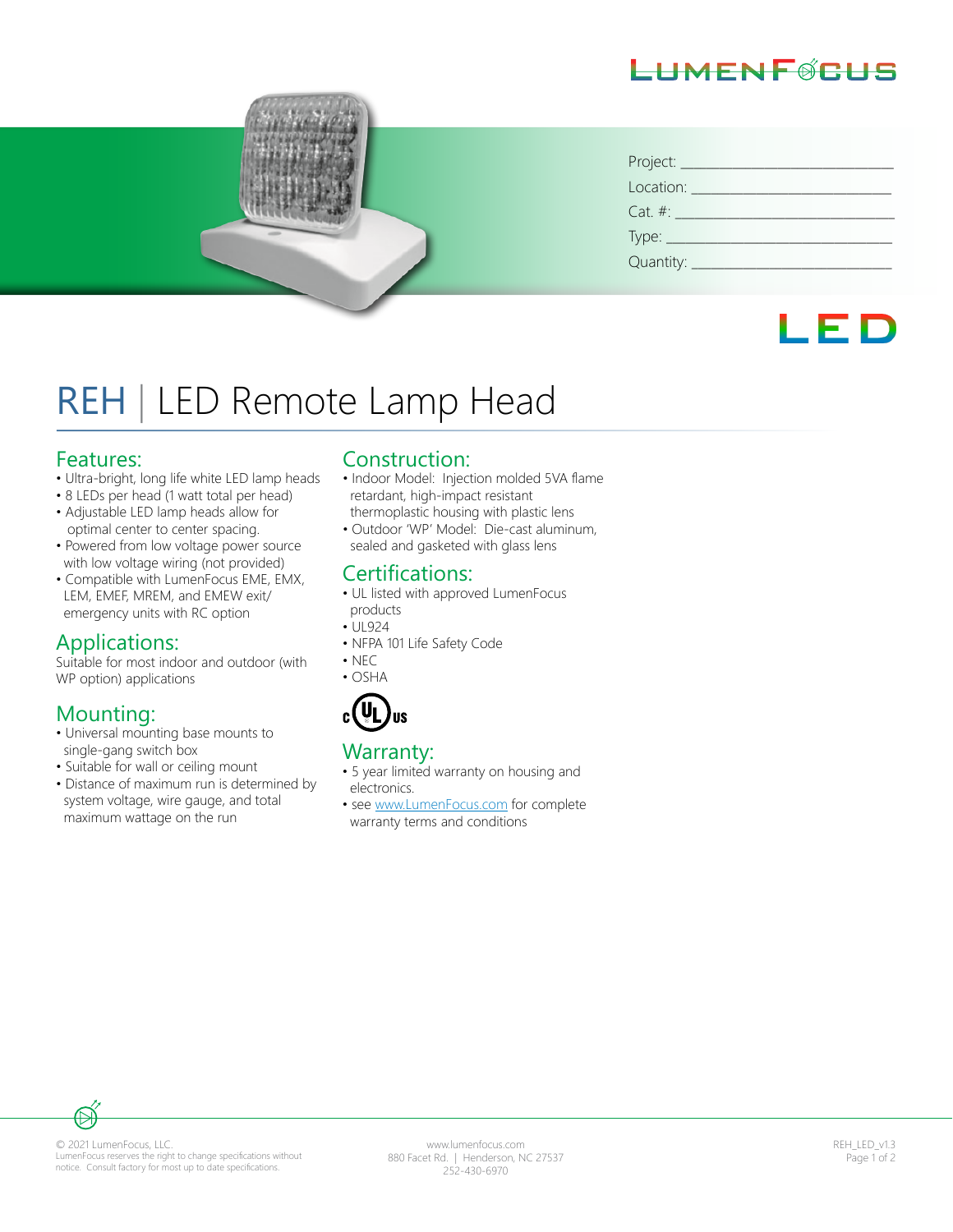LUMENFOCUS

Project: ______________________

Location: ______________________

Cat. #: ______________________

Type: ______________________

Quantity: ______________________

LED

# REH | LED Remote Lamp Head

## Features:

- Ultra-bright, long life white LED lamp heads
- 8 LEDs per head (1 watt total per head)
- Adjustable LED lamp heads allow for optimal center to center spacing.
- Powered from low voltage power source with low voltage wiring (not provided)
- Compatible with LumenFocus EME, EMX, LEM, EMEF, MREM, and EMEW exit/ emergency units with RC option

## Applications:

Suitable for most indoor and outdoor (with WP option) applications

## Mounting:

- Universal mounting base mounts to single-gang switch box
- Suitable for wall or ceiling mount
- Distance of maximum run is determined by system voltage, wire gauge, and total maximum wattage on the run

## Construction:

- Indoor Model: Injection molded 5VA flame retardant, high-impact resistant thermoplastic housing with plastic lens
- Outdoor 'WP' Model: Die-cast aluminum, sealed and gasketed with glass lens

## Certifications:

- UL listed with approved LumenFocus products
- UL924
- NFPA 101 Life Safety Code
- NEC
- OSHA

c UL us

## Warranty:

- 5 year limited warranty on housing and electronics.
- see www.LumenFocus.com for complete warranty terms and conditions

© 2021 LumenFocus, LLC.
LumenFocus reserves the right to change specifications without notice. Consult factory for most up to date specifications.

www.lumenfocus.com
880 Facet Rd. | Henderson, NC 27537
252-430-6970

REH_LED_v1.3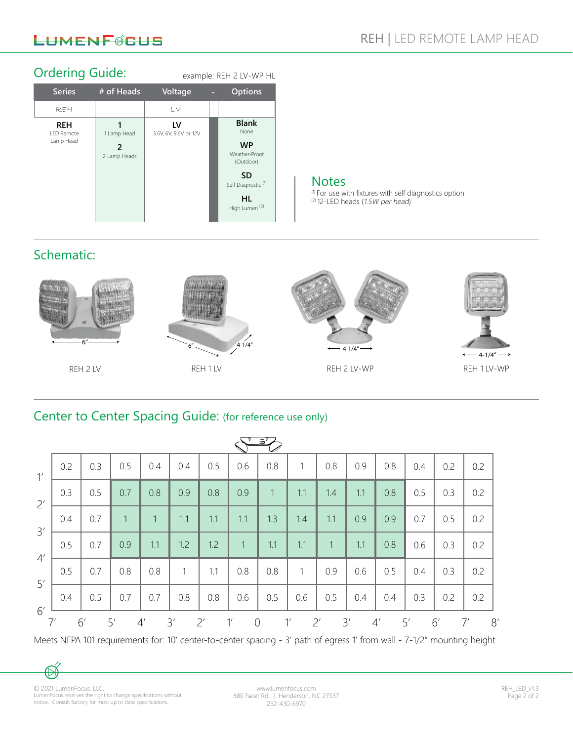## Ordering Guide:

example: REH 2 LV-WP HL

| Series | # of Heads | Voltage | - | Options |
|---|---|---|---|---|
| REH | | LV | - | |
| **REH** LED Remote Lamp Head | **1** 1 Lamp Head<br>**2** 2 Lamp Heads | **LV** 3.6V, 6V, 9.6V or 12V | | **Blank** None<br>**WP** Weather-Proof (Outdoor)<br>**SD** Self Diagnostic [1]<br>**HL** High Lumen [2] |

## Notes

[1] For use with fixtures with self diagnostics option
[2] 12-LED heads (*1.5W per head*)

## Schematic:

6"
REH 2 LV

6" 4-1/4"
REH 1 LV

4-1/4"
REH 2 LV-WP

4-1/4"
REH 1 LV-WP

## Center to Center Spacing Guide: (for reference use only)

| | 7′ | 6′ | 5′ | 4′ | 3′ | 2′ | 1′ | 0 | 1′ | 2′ | 3′ | 4′ | 5′ | 6′ | 7′ |
|---|---|---|---|---|---|---|---|---|---|---|---|---|---|---|---|
| 1′ | 0.2 | 0.3 | 0.5 | 0.4 | 0.4 | 0.5 | 0.6 | 0.8 | 1 | 0.8 | 0.9 | 0.8 | 0.4 | 0.2 | 0.2 |
| 2′ | 0.3 | 0.5 | 0.7 | 0.8 | 0.9 | 0.8 | 0.9 | 1 | 1.1 | 1.4 | 1.1 | 0.8 | 0.5 | 0.3 | 0.2 |
| 3′ | 0.4 | 0.7 | 1 | 1 | 1.1 | 1.1 | 1.1 | 1.3 | 1.4 | 1.1 | 0.9 | 0.9 | 0.7 | 0.5 | 0.2 |
| 4′ | 0.5 | 0.7 | 0.9 | 1.1 | 1.2 | 1.2 | 1 | 1.1 | 1.1 | 1 | 1.1 | 0.8 | 0.6 | 0.3 | 0.2 |
| 5′ | 0.5 | 0.7 | 0.8 | 0.8 | 1 | 1.1 | 0.8 | 0.8 | 1 | 0.9 | 0.6 | 0.5 | 0.4 | 0.3 | 0.2 |
| 6′ | 0.4 | 0.5 | 0.7 | 0.7 | 0.8 | 0.8 | 0.6 | 0.5 | 0.6 | 0.5 | 0.4 | 0.4 | 0.3 | 0.2 | 0.2 |

7′ 6′ 5′ 4′ 3′ 2′ 1′ 0 1′ 2′ 3′ 4′ 5′ 6′ 7′ 8′

Meets NFPA 101 requirements for: 10′ center-to-center spacing - 3′ path of egress 1′ from wall - 7-1/2″ mounting height

© 2021 LumenFocus, LLC.
LumenFocus reserves the right to change specifications without notice. Consult factory for most up to date specifications.

www.lumenfocus.com
880 Facet Rd. | Henderson, NC 27537
252-430-6970

REH_LED_v1.3